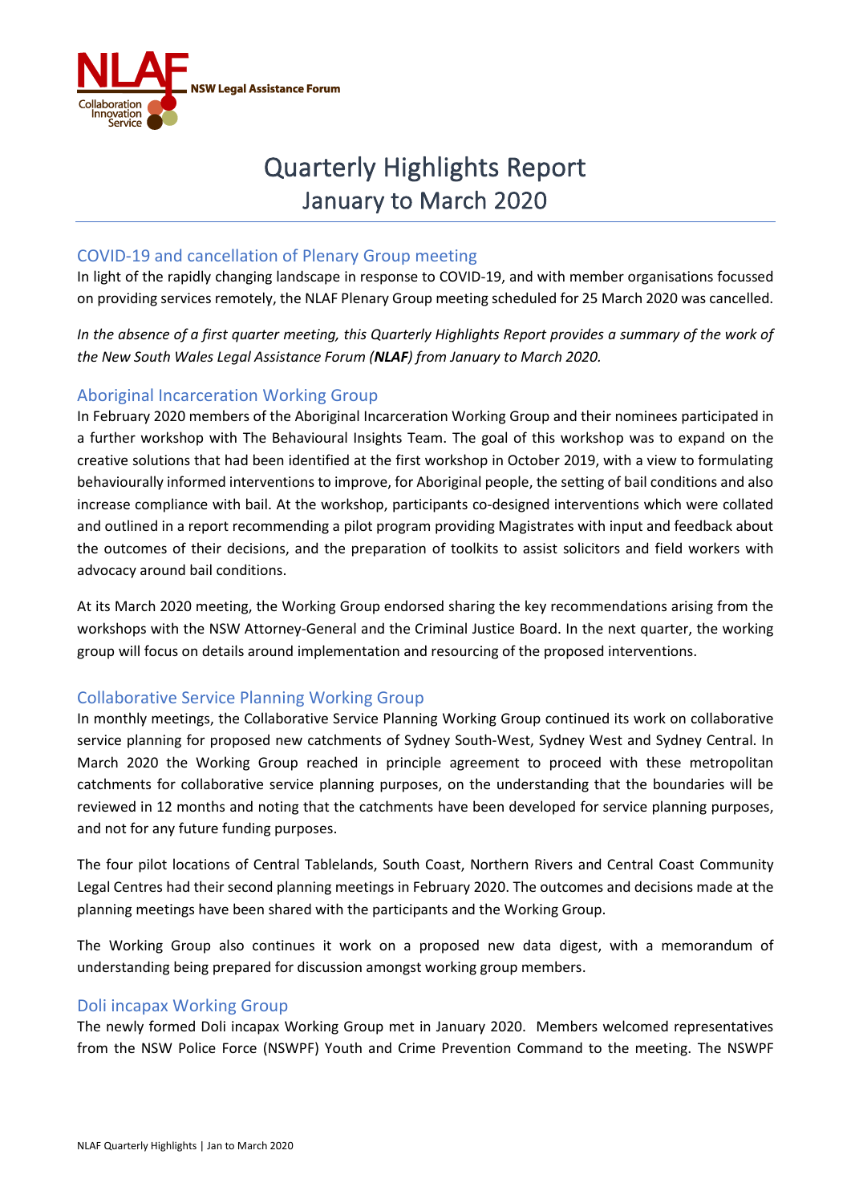NLAF NSW Legal Assistance Forum

Collaboration Innovation Service

# Quarterly Highlights Report
## January to March 2020

## COVID-19 and cancellation of Plenary Group meeting

In light of the rapidly changing landscape in response to COVID-19, and with member organisations focussed on providing services remotely, the NLAF Plenary Group meeting scheduled for 25 March 2020 was cancelled.

*In the absence of a first quarter meeting, this Quarterly Highlights Report provides a summary of the work of the New South Wales Legal Assistance Forum (**NLAF**) from January to March 2020.*

## Aboriginal Incarceration Working Group

In February 2020 members of the Aboriginal Incarceration Working Group and their nominees participated in a further workshop with The Behavioural Insights Team. The goal of this workshop was to expand on the creative solutions that had been identified at the first workshop in October 2019, with a view to formulating behaviourally informed interventions to improve, for Aboriginal people, the setting of bail conditions and also increase compliance with bail. At the workshop, participants co-designed interventions which were collated and outlined in a report recommending a pilot program providing Magistrates with input and feedback about the outcomes of their decisions, and the preparation of toolkits to assist solicitors and field workers with advocacy around bail conditions.

At its March 2020 meeting, the Working Group endorsed sharing the key recommendations arising from the workshops with the NSW Attorney-General and the Criminal Justice Board. In the next quarter, the working group will focus on details around implementation and resourcing of the proposed interventions.

## Collaborative Service Planning Working Group

In monthly meetings, the Collaborative Service Planning Working Group continued its work on collaborative service planning for proposed new catchments of Sydney South-West, Sydney West and Sydney Central. In March 2020 the Working Group reached in principle agreement to proceed with these metropolitan catchments for collaborative service planning purposes, on the understanding that the boundaries will be reviewed in 12 months and noting that the catchments have been developed for service planning purposes, and not for any future funding purposes.

The four pilot locations of Central Tablelands, South Coast, Northern Rivers and Central Coast Community Legal Centres had their second planning meetings in February 2020. The outcomes and decisions made at the planning meetings have been shared with the participants and the Working Group.

The Working Group also continues it work on a proposed new data digest, with a memorandum of understanding being prepared for discussion amongst working group members.

## Doli incapax Working Group

The newly formed Doli incapax Working Group met in January 2020. Members welcomed representatives from the NSW Police Force (NSWPF) Youth and Crime Prevention Command to the meeting. The NSWPF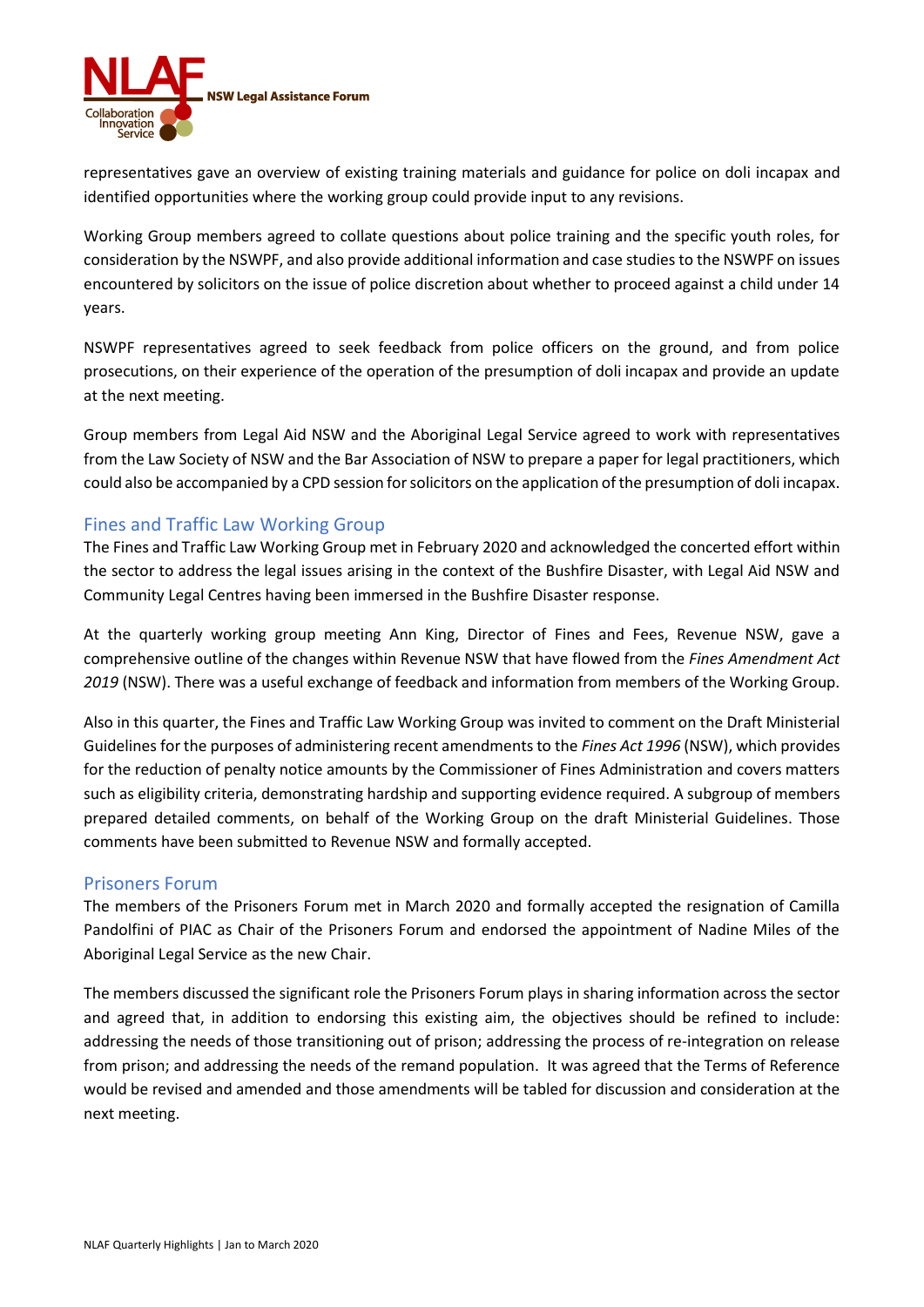representatives gave an overview of existing training materials and guidance for police on doli incapax and identified opportunities where the working group could provide input to any revisions.

Working Group members agreed to collate questions about police training and the specific youth roles, for consideration by the NSWPF, and also provide additional information and case studies to the NSWPF on issues encountered by solicitors on the issue of police discretion about whether to proceed against a child under 14 years.

NSWPF representatives agreed to seek feedback from police officers on the ground, and from police prosecutions, on their experience of the operation of the presumption of doli incapax and provide an update at the next meeting.

Group members from Legal Aid NSW and the Aboriginal Legal Service agreed to work with representatives from the Law Society of NSW and the Bar Association of NSW to prepare a paper for legal practitioners, which could also be accompanied by a CPD session for solicitors on the application of the presumption of doli incapax.

## Fines and Traffic Law Working Group

The Fines and Traffic Law Working Group met in February 2020 and acknowledged the concerted effort within the sector to address the legal issues arising in the context of the Bushfire Disaster, with Legal Aid NSW and Community Legal Centres having been immersed in the Bushfire Disaster response.

At the quarterly working group meeting Ann King, Director of Fines and Fees, Revenue NSW, gave a comprehensive outline of the changes within Revenue NSW that have flowed from the *Fines Amendment Act 2019* (NSW). There was a useful exchange of feedback and information from members of the Working Group.

Also in this quarter, the Fines and Traffic Law Working Group was invited to comment on the Draft Ministerial Guidelines for the purposes of administering recent amendments to the *Fines Act 1996* (NSW), which provides for the reduction of penalty notice amounts by the Commissioner of Fines Administration and covers matters such as eligibility criteria, demonstrating hardship and supporting evidence required. A subgroup of members prepared detailed comments, on behalf of the Working Group on the draft Ministerial Guidelines. Those comments have been submitted to Revenue NSW and formally accepted.

## Prisoners Forum

The members of the Prisoners Forum met in March 2020 and formally accepted the resignation of Camilla Pandolfini of PIAC as Chair of the Prisoners Forum and endorsed the appointment of Nadine Miles of the Aboriginal Legal Service as the new Chair.

The members discussed the significant role the Prisoners Forum plays in sharing information across the sector and agreed that, in addition to endorsing this existing aim, the objectives should be refined to include: addressing the needs of those transitioning out of prison; addressing the process of re-integration on release from prison; and addressing the needs of the remand population. It was agreed that the Terms of Reference would be revised and amended and those amendments will be tabled for discussion and consideration at the next meeting.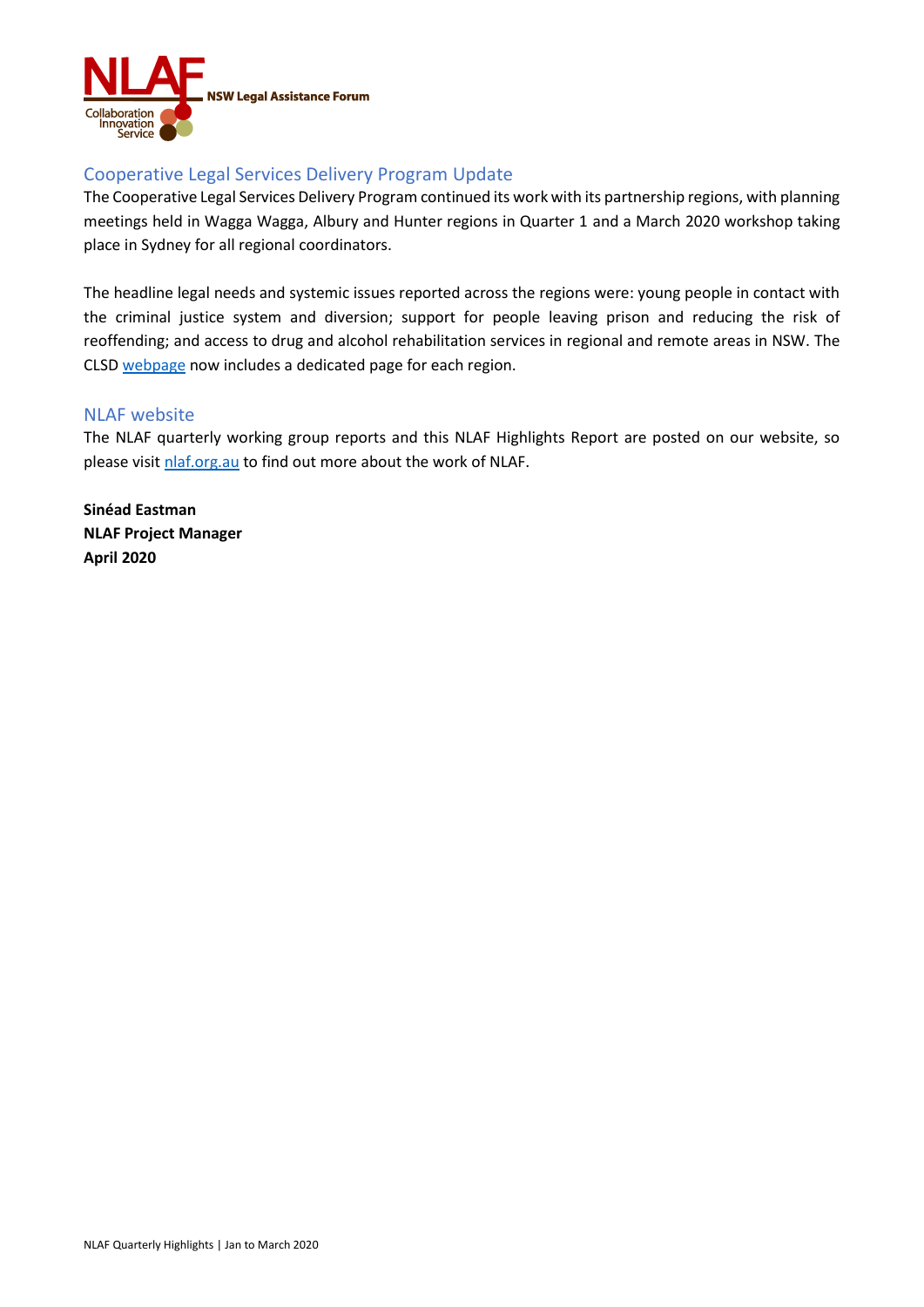## Cooperative Legal Services Delivery Program Update

The Cooperative Legal Services Delivery Program continued its work with its partnership regions, with planning meetings held in Wagga Wagga, Albury and Hunter regions in Quarter 1 and a March 2020 workshop taking place in Sydney for all regional coordinators.

The headline legal needs and systemic issues reported across the regions were: young people in contact with the criminal justice system and diversion; support for people leaving prison and reducing the risk of reoffending; and access to drug and alcohol rehabilitation services in regional and remote areas in NSW. The CLSD webpage now includes a dedicated page for each region.

## NLAF website

The NLAF quarterly working group reports and this NLAF Highlights Report are posted on our website, so please visit nlaf.org.au to find out more about the work of NLAF.

**Sinéad Eastman**
**NLAF Project Manager**
**April 2020**